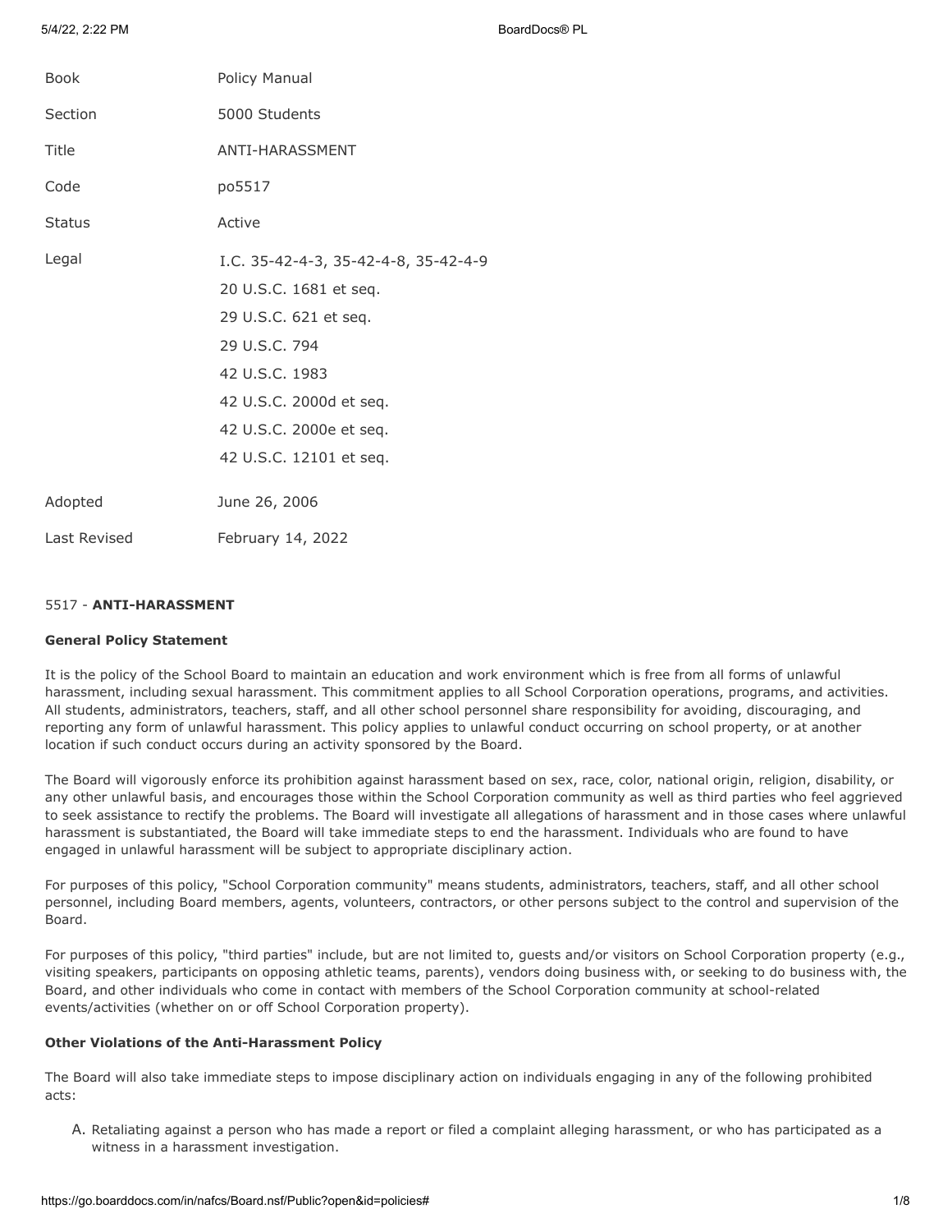| Book | Policy Manual |
| --- | --- |
| Section | 5000 Students |
| Title | ANTI-HARASSMENT |
| Code | po5517 |
| Status | Active |
| Legal | I.C. 35-42-4-3, 35-42-4-8, 35-42-4-9<br>20 U.S.C. 1681 et seq.<br>29 U.S.C. 621 et seq.<br>29 U.S.C. 794<br>42 U.S.C. 1983<br>42 U.S.C. 2000d et seq.<br>42 U.S.C. 2000e et seq.<br>42 U.S.C. 12101 et seq. |
| Adopted | June 26, 2006 |
| Last Revised | February 14, 2022 |

5517 - **ANTI-HARASSMENT**

**General Policy Statement**

It is the policy of the School Board to maintain an education and work environment which is free from all forms of unlawful harassment, including sexual harassment. This commitment applies to all School Corporation operations, programs, and activities. All students, administrators, teachers, staff, and all other school personnel share responsibility for avoiding, discouraging, and reporting any form of unlawful harassment. This policy applies to unlawful conduct occurring on school property, or at another location if such conduct occurs during an activity sponsored by the Board.

The Board will vigorously enforce its prohibition against harassment based on sex, race, color, national origin, religion, disability, or any other unlawful basis, and encourages those within the School Corporation community as well as third parties who feel aggrieved to seek assistance to rectify the problems. The Board will investigate all allegations of harassment and in those cases where unlawful harassment is substantiated, the Board will take immediate steps to end the harassment. Individuals who are found to have engaged in unlawful harassment will be subject to appropriate disciplinary action.

For purposes of this policy, "School Corporation community" means students, administrators, teachers, staff, and all other school personnel, including Board members, agents, volunteers, contractors, or other persons subject to the control and supervision of the Board.

For purposes of this policy, "third parties" include, but are not limited to, guests and/or visitors on School Corporation property (e.g., visiting speakers, participants on opposing athletic teams, parents), vendors doing business with, or seeking to do business with, the Board, and other individuals who come in contact with members of the School Corporation community at school-related events/activities (whether on or off School Corporation property).

**Other Violations of the Anti-Harassment Policy**

The Board will also take immediate steps to impose disciplinary action on individuals engaging in any of the following prohibited acts:

A. Retaliating against a person who has made a report or filed a complaint alleging harassment, or who has participated as a witness in a harassment investigation.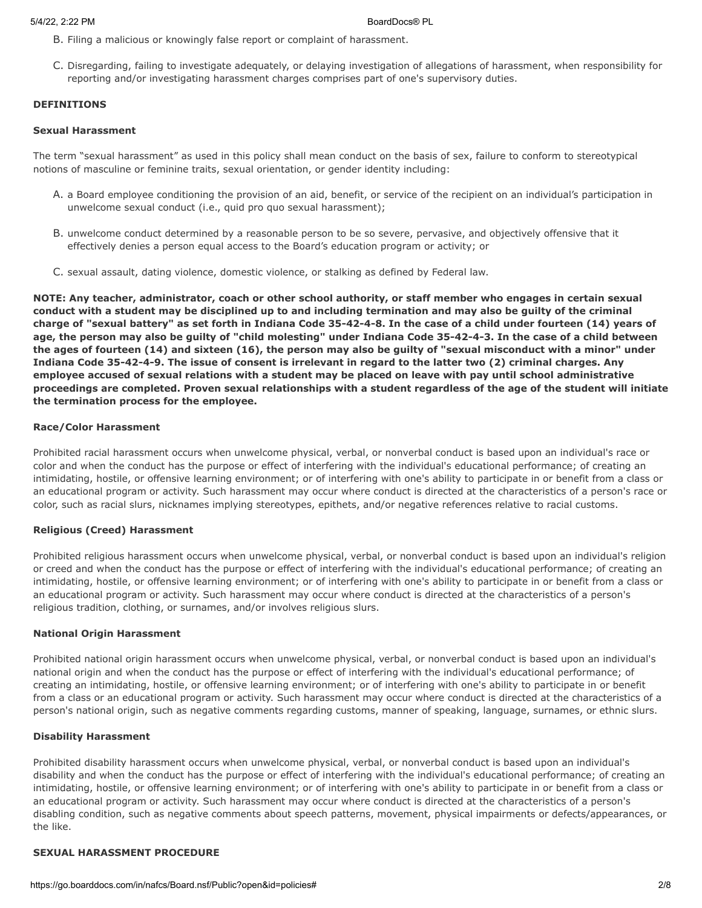B. Filing a malicious or knowingly false report or complaint of harassment.

C. Disregarding, failing to investigate adequately, or delaying investigation of allegations of harassment, when responsibility for reporting and/or investigating harassment charges comprises part of one's supervisory duties.

**DEFINITIONS**

**Sexual Harassment**

The term "sexual harassment" as used in this policy shall mean conduct on the basis of sex, failure to conform to stereotypical notions of masculine or feminine traits, sexual orientation, or gender identity including:

A. a Board employee conditioning the provision of an aid, benefit, or service of the recipient on an individual's participation in unwelcome sexual conduct (i.e., quid pro quo sexual harassment);

B. unwelcome conduct determined by a reasonable person to be so severe, pervasive, and objectively offensive that it effectively denies a person equal access to the Board's education program or activity; or

C. sexual assault, dating violence, domestic violence, or stalking as defined by Federal law.

**NOTE: Any teacher, administrator, coach or other school authority, or staff member who engages in certain sexual conduct with a student may be disciplined up to and including termination and may also be guilty of the criminal charge of "sexual battery" as set forth in Indiana Code 35-42-4-8. In the case of a child under fourteen (14) years of age, the person may also be guilty of "child molesting" under Indiana Code 35-42-4-3. In the case of a child between the ages of fourteen (14) and sixteen (16), the person may also be guilty of "sexual misconduct with a minor" under Indiana Code 35-42-4-9. The issue of consent is irrelevant in regard to the latter two (2) criminal charges. Any employee accused of sexual relations with a student may be placed on leave with pay until school administrative proceedings are completed. Proven sexual relationships with a student regardless of the age of the student will initiate the termination process for the employee.**

**Race/Color Harassment**

Prohibited racial harassment occurs when unwelcome physical, verbal, or nonverbal conduct is based upon an individual's race or color and when the conduct has the purpose or effect of interfering with the individual's educational performance; of creating an intimidating, hostile, or offensive learning environment; or of interfering with one's ability to participate in or benefit from a class or an educational program or activity. Such harassment may occur where conduct is directed at the characteristics of a person's race or color, such as racial slurs, nicknames implying stereotypes, epithets, and/or negative references relative to racial customs.

**Religious (Creed) Harassment**

Prohibited religious harassment occurs when unwelcome physical, verbal, or nonverbal conduct is based upon an individual's religion or creed and when the conduct has the purpose or effect of interfering with the individual's educational performance; of creating an intimidating, hostile, or offensive learning environment; or of interfering with one's ability to participate in or benefit from a class or an educational program or activity. Such harassment may occur where conduct is directed at the characteristics of a person's religious tradition, clothing, or surnames, and/or involves religious slurs.

**National Origin Harassment**

Prohibited national origin harassment occurs when unwelcome physical, verbal, or nonverbal conduct is based upon an individual's national origin and when the conduct has the purpose or effect of interfering with the individual's educational performance; of creating an intimidating, hostile, or offensive learning environment; or of interfering with one's ability to participate in or benefit from a class or an educational program or activity. Such harassment may occur where conduct is directed at the characteristics of a person's national origin, such as negative comments regarding customs, manner of speaking, language, surnames, or ethnic slurs.

**Disability Harassment**

Prohibited disability harassment occurs when unwelcome physical, verbal, or nonverbal conduct is based upon an individual's disability and when the conduct has the purpose or effect of interfering with the individual's educational performance; of creating an intimidating, hostile, or offensive learning environment; or of interfering with one's ability to participate in or benefit from a class or an educational program or activity. Such harassment may occur where conduct is directed at the characteristics of a person's disabling condition, such as negative comments about speech patterns, movement, physical impairments or defects/appearances, or the like.

**SEXUAL HARASSMENT PROCEDURE**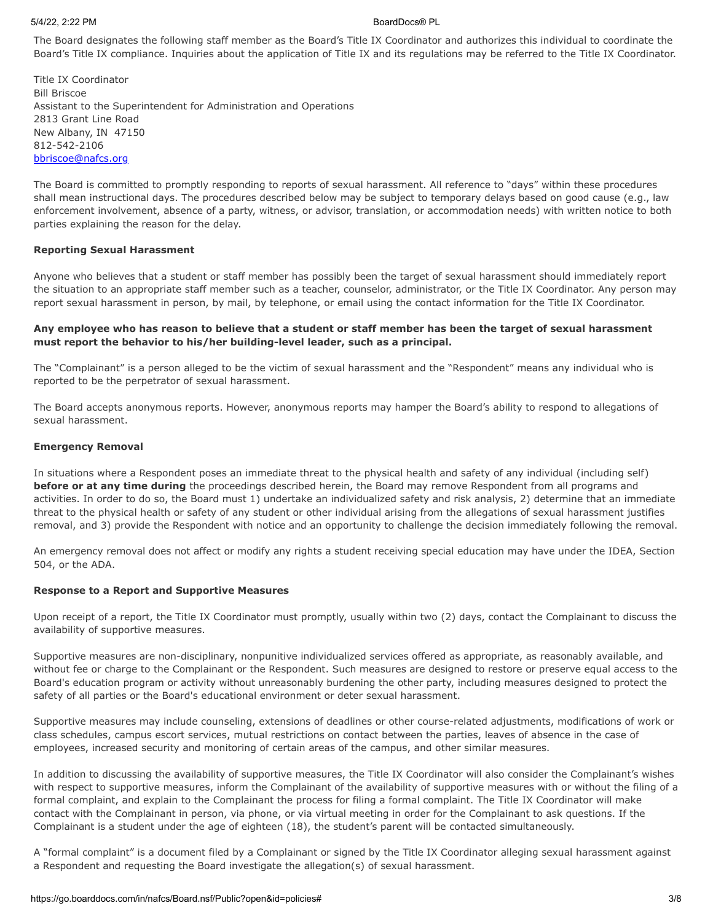The Board designates the following staff member as the Board's Title IX Coordinator and authorizes this individual to coordinate the Board's Title IX compliance. Inquiries about the application of Title IX and its regulations may be referred to the Title IX Coordinator.

Title IX Coordinator
Bill Briscoe
Assistant to the Superintendent for Administration and Operations
2813 Grant Line Road
New Albany, IN 47150
812-542-2106
bbriscoe@nafcs.org

The Board is committed to promptly responding to reports of sexual harassment. All reference to "days" within these procedures shall mean instructional days. The procedures described below may be subject to temporary delays based on good cause (e.g., law enforcement involvement, absence of a party, witness, or advisor, translation, or accommodation needs) with written notice to both parties explaining the reason for the delay.

**Reporting Sexual Harassment**

Anyone who believes that a student or staff member has possibly been the target of sexual harassment should immediately report the situation to an appropriate staff member such as a teacher, counselor, administrator, or the Title IX Coordinator. Any person may report sexual harassment in person, by mail, by telephone, or email using the contact information for the Title IX Coordinator.

**Any employee who has reason to believe that a student or staff member has been the target of sexual harassment must report the behavior to his/her building-level leader, such as a principal.**

The "Complainant" is a person alleged to be the victim of sexual harassment and the "Respondent" means any individual who is reported to be the perpetrator of sexual harassment.

The Board accepts anonymous reports. However, anonymous reports may hamper the Board's ability to respond to allegations of sexual harassment.

**Emergency Removal**

In situations where a Respondent poses an immediate threat to the physical health and safety of any individual (including self) **before or at any time during** the proceedings described herein, the Board may remove Respondent from all programs and activities. In order to do so, the Board must 1) undertake an individualized safety and risk analysis, 2) determine that an immediate threat to the physical health or safety of any student or other individual arising from the allegations of sexual harassment justifies removal, and 3) provide the Respondent with notice and an opportunity to challenge the decision immediately following the removal.

An emergency removal does not affect or modify any rights a student receiving special education may have under the IDEA, Section 504, or the ADA.

**Response to a Report and Supportive Measures**

Upon receipt of a report, the Title IX Coordinator must promptly, usually within two (2) days, contact the Complainant to discuss the availability of supportive measures.

Supportive measures are non-disciplinary, nonpunitive individualized services offered as appropriate, as reasonably available, and without fee or charge to the Complainant or the Respondent. Such measures are designed to restore or preserve equal access to the Board's education program or activity without unreasonably burdening the other party, including measures designed to protect the safety of all parties or the Board's educational environment or deter sexual harassment.

Supportive measures may include counseling, extensions of deadlines or other course-related adjustments, modifications of work or class schedules, campus escort services, mutual restrictions on contact between the parties, leaves of absence in the case of employees, increased security and monitoring of certain areas of the campus, and other similar measures.

In addition to discussing the availability of supportive measures, the Title IX Coordinator will also consider the Complainant's wishes with respect to supportive measures, inform the Complainant of the availability of supportive measures with or without the filing of a formal complaint, and explain to the Complainant the process for filing a formal complaint. The Title IX Coordinator will make contact with the Complainant in person, via phone, or via virtual meeting in order for the Complainant to ask questions. If the Complainant is a student under the age of eighteen (18), the student's parent will be contacted simultaneously.

A "formal complaint" is a document filed by a Complainant or signed by the Title IX Coordinator alleging sexual harassment against a Respondent and requesting the Board investigate the allegation(s) of sexual harassment.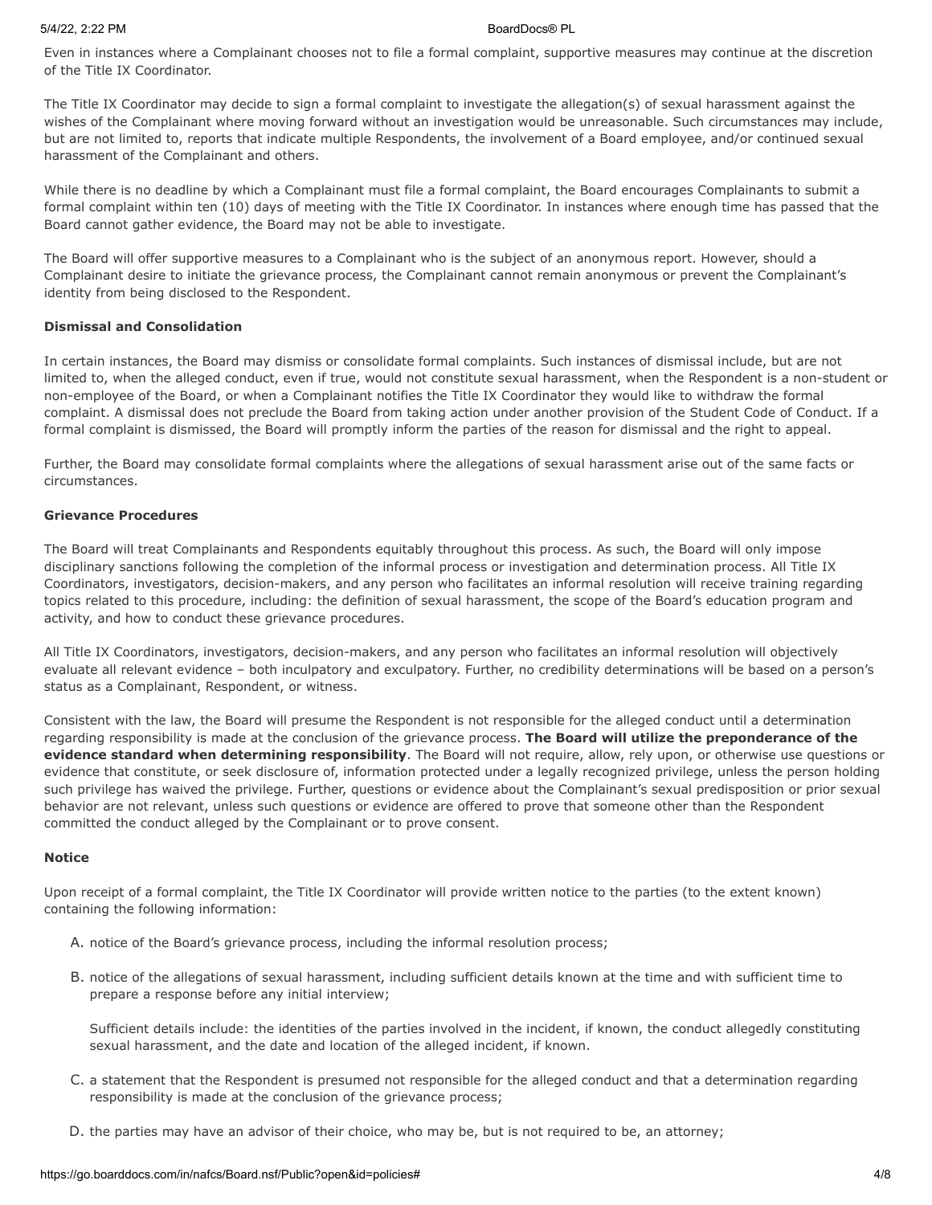Even in instances where a Complainant chooses not to file a formal complaint, supportive measures may continue at the discretion of the Title IX Coordinator.

The Title IX Coordinator may decide to sign a formal complaint to investigate the allegation(s) of sexual harassment against the wishes of the Complainant where moving forward without an investigation would be unreasonable. Such circumstances may include, but are not limited to, reports that indicate multiple Respondents, the involvement of a Board employee, and/or continued sexual harassment of the Complainant and others.

While there is no deadline by which a Complainant must file a formal complaint, the Board encourages Complainants to submit a formal complaint within ten (10) days of meeting with the Title IX Coordinator. In instances where enough time has passed that the Board cannot gather evidence, the Board may not be able to investigate.

The Board will offer supportive measures to a Complainant who is the subject of an anonymous report. However, should a Complainant desire to initiate the grievance process, the Complainant cannot remain anonymous or prevent the Complainant's identity from being disclosed to the Respondent.

**Dismissal and Consolidation**

In certain instances, the Board may dismiss or consolidate formal complaints. Such instances of dismissal include, but are not limited to, when the alleged conduct, even if true, would not constitute sexual harassment, when the Respondent is a non-student or non-employee of the Board, or when a Complainant notifies the Title IX Coordinator they would like to withdraw the formal complaint. A dismissal does not preclude the Board from taking action under another provision of the Student Code of Conduct. If a formal complaint is dismissed, the Board will promptly inform the parties of the reason for dismissal and the right to appeal.

Further, the Board may consolidate formal complaints where the allegations of sexual harassment arise out of the same facts or circumstances.

**Grievance Procedures**

The Board will treat Complainants and Respondents equitably throughout this process. As such, the Board will only impose disciplinary sanctions following the completion of the informal process or investigation and determination process. All Title IX Coordinators, investigators, decision-makers, and any person who facilitates an informal resolution will receive training regarding topics related to this procedure, including: the definition of sexual harassment, the scope of the Board's education program and activity, and how to conduct these grievance procedures.

All Title IX Coordinators, investigators, decision-makers, and any person who facilitates an informal resolution will objectively evaluate all relevant evidence – both inculpatory and exculpatory. Further, no credibility determinations will be based on a person's status as a Complainant, Respondent, or witness.

Consistent with the law, the Board will presume the Respondent is not responsible for the alleged conduct until a determination regarding responsibility is made at the conclusion of the grievance process. **The Board will utilize the preponderance of the evidence standard when determining responsibility**. The Board will not require, allow, rely upon, or otherwise use questions or evidence that constitute, or seek disclosure of, information protected under a legally recognized privilege, unless the person holding such privilege has waived the privilege. Further, questions or evidence about the Complainant's sexual predisposition or prior sexual behavior are not relevant, unless such questions or evidence are offered to prove that someone other than the Respondent committed the conduct alleged by the Complainant or to prove consent.

**Notice**

Upon receipt of a formal complaint, the Title IX Coordinator will provide written notice to the parties (to the extent known) containing the following information:

A. notice of the Board's grievance process, including the informal resolution process;

B. notice of the allegations of sexual harassment, including sufficient details known at the time and with sufficient time to prepare a response before any initial interview;

   Sufficient details include: the identities of the parties involved in the incident, if known, the conduct allegedly constituting sexual harassment, and the date and location of the alleged incident, if known.

C. a statement that the Respondent is presumed not responsible for the alleged conduct and that a determination regarding responsibility is made at the conclusion of the grievance process;

D. the parties may have an advisor of their choice, who may be, but is not required to be, an attorney;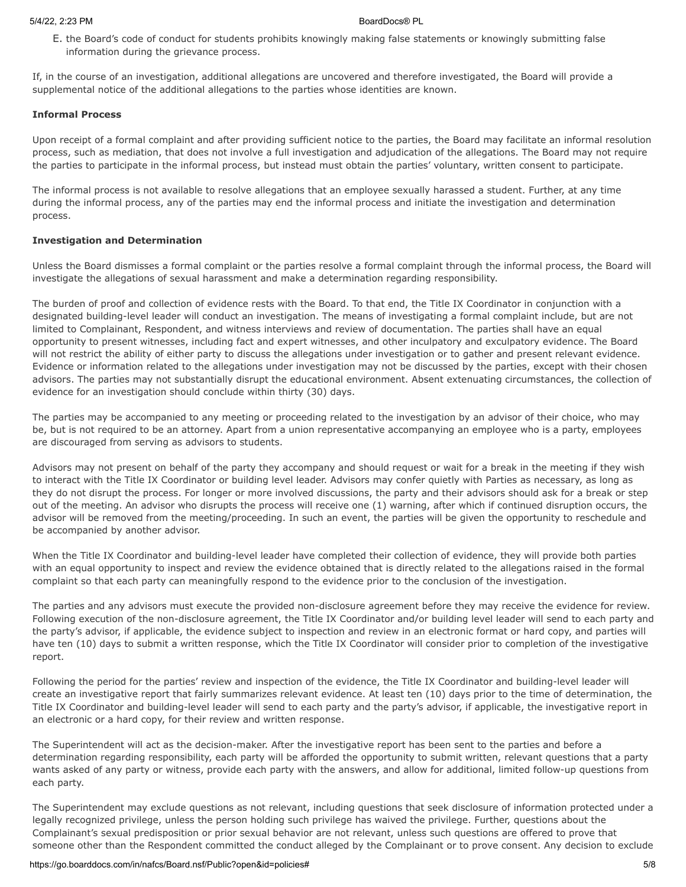E. the Board's code of conduct for students prohibits knowingly making false statements or knowingly submitting false information during the grievance process.

If, in the course of an investigation, additional allegations are uncovered and therefore investigated, the Board will provide a supplemental notice of the additional allegations to the parties whose identities are known.

**Informal Process**

Upon receipt of a formal complaint and after providing sufficient notice to the parties, the Board may facilitate an informal resolution process, such as mediation, that does not involve a full investigation and adjudication of the allegations. The Board may not require the parties to participate in the informal process, but instead must obtain the parties' voluntary, written consent to participate.

The informal process is not available to resolve allegations that an employee sexually harassed a student. Further, at any time during the informal process, any of the parties may end the informal process and initiate the investigation and determination process.

**Investigation and Determination**

Unless the Board dismisses a formal complaint or the parties resolve a formal complaint through the informal process, the Board will investigate the allegations of sexual harassment and make a determination regarding responsibility.

The burden of proof and collection of evidence rests with the Board. To that end, the Title IX Coordinator in conjunction with a designated building-level leader will conduct an investigation. The means of investigating a formal complaint include, but are not limited to Complainant, Respondent, and witness interviews and review of documentation. The parties shall have an equal opportunity to present witnesses, including fact and expert witnesses, and other inculpatory and exculpatory evidence. The Board will not restrict the ability of either party to discuss the allegations under investigation or to gather and present relevant evidence. Evidence or information related to the allegations under investigation may not be discussed by the parties, except with their chosen advisors. The parties may not substantially disrupt the educational environment. Absent extenuating circumstances, the collection of evidence for an investigation should conclude within thirty (30) days.

The parties may be accompanied to any meeting or proceeding related to the investigation by an advisor of their choice, who may be, but is not required to be an attorney. Apart from a union representative accompanying an employee who is a party, employees are discouraged from serving as advisors to students.

Advisors may not present on behalf of the party they accompany and should request or wait for a break in the meeting if they wish to interact with the Title IX Coordinator or building level leader. Advisors may confer quietly with Parties as necessary, as long as they do not disrupt the process. For longer or more involved discussions, the party and their advisors should ask for a break or step out of the meeting. An advisor who disrupts the process will receive one (1) warning, after which if continued disruption occurs, the advisor will be removed from the meeting/proceeding. In such an event, the parties will be given the opportunity to reschedule and be accompanied by another advisor.

When the Title IX Coordinator and building-level leader have completed their collection of evidence, they will provide both parties with an equal opportunity to inspect and review the evidence obtained that is directly related to the allegations raised in the formal complaint so that each party can meaningfully respond to the evidence prior to the conclusion of the investigation.

The parties and any advisors must execute the provided non-disclosure agreement before they may receive the evidence for review. Following execution of the non-disclosure agreement, the Title IX Coordinator and/or building level leader will send to each party and the party's advisor, if applicable, the evidence subject to inspection and review in an electronic format or hard copy, and parties will have ten (10) days to submit a written response, which the Title IX Coordinator will consider prior to completion of the investigative report.

Following the period for the parties' review and inspection of the evidence, the Title IX Coordinator and building-level leader will create an investigative report that fairly summarizes relevant evidence. At least ten (10) days prior to the time of determination, the Title IX Coordinator and building-level leader will send to each party and the party's advisor, if applicable, the investigative report in an electronic or a hard copy, for their review and written response.

The Superintendent will act as the decision-maker. After the investigative report has been sent to the parties and before a determination regarding responsibility, each party will be afforded the opportunity to submit written, relevant questions that a party wants asked of any party or witness, provide each party with the answers, and allow for additional, limited follow-up questions from each party.

The Superintendent may exclude questions as not relevant, including questions that seek disclosure of information protected under a legally recognized privilege, unless the person holding such privilege has waived the privilege. Further, questions about the Complainant's sexual predisposition or prior sexual behavior are not relevant, unless such questions are offered to prove that someone other than the Respondent committed the conduct alleged by the Complainant or to prove consent. Any decision to exclude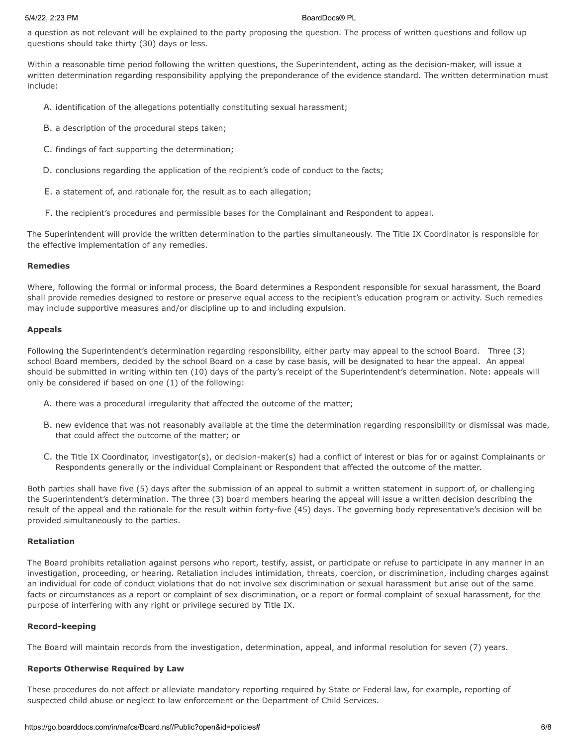a question as not relevant will be explained to the party proposing the question. The process of written questions and follow up questions should take thirty (30) days or less.

Within a reasonable time period following the written questions, the Superintendent, acting as the decision-maker, will issue a written determination regarding responsibility applying the preponderance of the evidence standard. The written determination must include:

A. identification of the allegations potentially constituting sexual harassment;

B. a description of the procedural steps taken;

C. findings of fact supporting the determination;

D. conclusions regarding the application of the recipient's code of conduct to the facts;

E. a statement of, and rationale for, the result as to each allegation;

F. the recipient's procedures and permissible bases for the Complainant and Respondent to appeal.

The Superintendent will provide the written determination to the parties simultaneously. The Title IX Coordinator is responsible for the effective implementation of any remedies.

**Remedies**

Where, following the formal or informal process, the Board determines a Respondent responsible for sexual harassment, the Board shall provide remedies designed to restore or preserve equal access to the recipient's education program or activity. Such remedies may include supportive measures and/or discipline up to and including expulsion.

**Appeals**

Following the Superintendent's determination regarding responsibility, either party may appeal to the school Board. Three (3) school Board members, decided by the school Board on a case by case basis, will be designated to hear the appeal. An appeal should be submitted in writing within ten (10) days of the party's receipt of the Superintendent's determination. Note: appeals will only be considered if based on one (1) of the following:

A. there was a procedural irregularity that affected the outcome of the matter;

B. new evidence that was not reasonably available at the time the determination regarding responsibility or dismissal was made, that could affect the outcome of the matter; or

C. the Title IX Coordinator, investigator(s), or decision-maker(s) had a conflict of interest or bias for or against Complainants or Respondents generally or the individual Complainant or Respondent that affected the outcome of the matter.

Both parties shall have five (5) days after the submission of an appeal to submit a written statement in support of, or challenging the Superintendent's determination. The three (3) board members hearing the appeal will issue a written decision describing the result of the appeal and the rationale for the result within forty-five (45) days. The governing body representative's decision will be provided simultaneously to the parties.

**Retaliation**

The Board prohibits retaliation against persons who report, testify, assist, or participate or refuse to participate in any manner in an investigation, proceeding, or hearing. Retaliation includes intimidation, threats, coercion, or discrimination, including charges against an individual for code of conduct violations that do not involve sex discrimination or sexual harassment but arise out of the same facts or circumstances as a report or complaint of sex discrimination, or a report or formal complaint of sexual harassment, for the purpose of interfering with any right or privilege secured by Title IX.

**Record-keeping**

The Board will maintain records from the investigation, determination, appeal, and informal resolution for seven (7) years.

**Reports Otherwise Required by Law**

These procedures do not affect or alleviate mandatory reporting required by State or Federal law, for example, reporting of suspected child abuse or neglect to law enforcement or the Department of Child Services.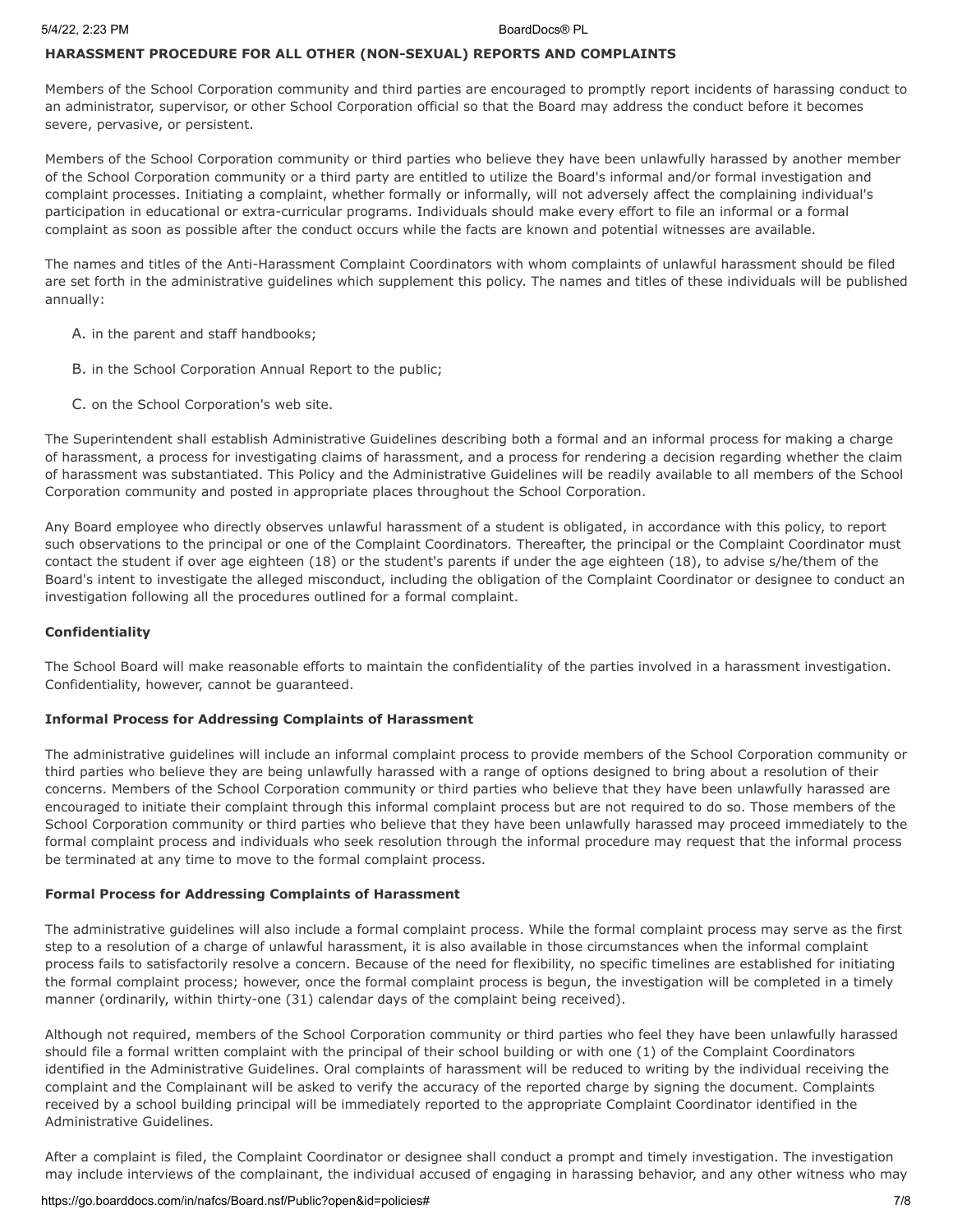**HARASSMENT PROCEDURE FOR ALL OTHER (NON-SEXUAL) REPORTS AND COMPLAINTS**

Members of the School Corporation community and third parties are encouraged to promptly report incidents of harassing conduct to an administrator, supervisor, or other School Corporation official so that the Board may address the conduct before it becomes severe, pervasive, or persistent.

Members of the School Corporation community or third parties who believe they have been unlawfully harassed by another member of the School Corporation community or a third party are entitled to utilize the Board's informal and/or formal investigation and complaint processes. Initiating a complaint, whether formally or informally, will not adversely affect the complaining individual's participation in educational or extra-curricular programs. Individuals should make every effort to file an informal or a formal complaint as soon as possible after the conduct occurs while the facts are known and potential witnesses are available.

The names and titles of the Anti-Harassment Complaint Coordinators with whom complaints of unlawful harassment should be filed are set forth in the administrative guidelines which supplement this policy. The names and titles of these individuals will be published annually:

A. in the parent and staff handbooks;

B. in the School Corporation Annual Report to the public;

C. on the School Corporation's web site.

The Superintendent shall establish Administrative Guidelines describing both a formal and an informal process for making a charge of harassment, a process for investigating claims of harassment, and a process for rendering a decision regarding whether the claim of harassment was substantiated. This Policy and the Administrative Guidelines will be readily available to all members of the School Corporation community and posted in appropriate places throughout the School Corporation.

Any Board employee who directly observes unlawful harassment of a student is obligated, in accordance with this policy, to report such observations to the principal or one of the Complaint Coordinators. Thereafter, the principal or the Complaint Coordinator must contact the student if over age eighteen (18) or the student's parents if under the age eighteen (18), to advise s/he/them of the Board's intent to investigate the alleged misconduct, including the obligation of the Complaint Coordinator or designee to conduct an investigation following all the procedures outlined for a formal complaint.

**Confidentiality**

The School Board will make reasonable efforts to maintain the confidentiality of the parties involved in a harassment investigation. Confidentiality, however, cannot be guaranteed.

**Informal Process for Addressing Complaints of Harassment**

The administrative guidelines will include an informal complaint process to provide members of the School Corporation community or third parties who believe they are being unlawfully harassed with a range of options designed to bring about a resolution of their concerns. Members of the School Corporation community or third parties who believe that they have been unlawfully harassed are encouraged to initiate their complaint through this informal complaint process but are not required to do so. Those members of the School Corporation community or third parties who believe that they have been unlawfully harassed may proceed immediately to the formal complaint process and individuals who seek resolution through the informal procedure may request that the informal process be terminated at any time to move to the formal complaint process.

**Formal Process for Addressing Complaints of Harassment**

The administrative guidelines will also include a formal complaint process. While the formal complaint process may serve as the first step to a resolution of a charge of unlawful harassment, it is also available in those circumstances when the informal complaint process fails to satisfactorily resolve a concern. Because of the need for flexibility, no specific timelines are established for initiating the formal complaint process; however, once the formal complaint process is begun, the investigation will be completed in a timely manner (ordinarily, within thirty-one (31) calendar days of the complaint being received).

Although not required, members of the School Corporation community or third parties who feel they have been unlawfully harassed should file a formal written complaint with the principal of their school building or with one (1) of the Complaint Coordinators identified in the Administrative Guidelines. Oral complaints of harassment will be reduced to writing by the individual receiving the complaint and the Complainant will be asked to verify the accuracy of the reported charge by signing the document. Complaints received by a school building principal will be immediately reported to the appropriate Complaint Coordinator identified in the Administrative Guidelines.

After a complaint is filed, the Complaint Coordinator or designee shall conduct a prompt and timely investigation. The investigation may include interviews of the complainant, the individual accused of engaging in harassing behavior, and any other witness who may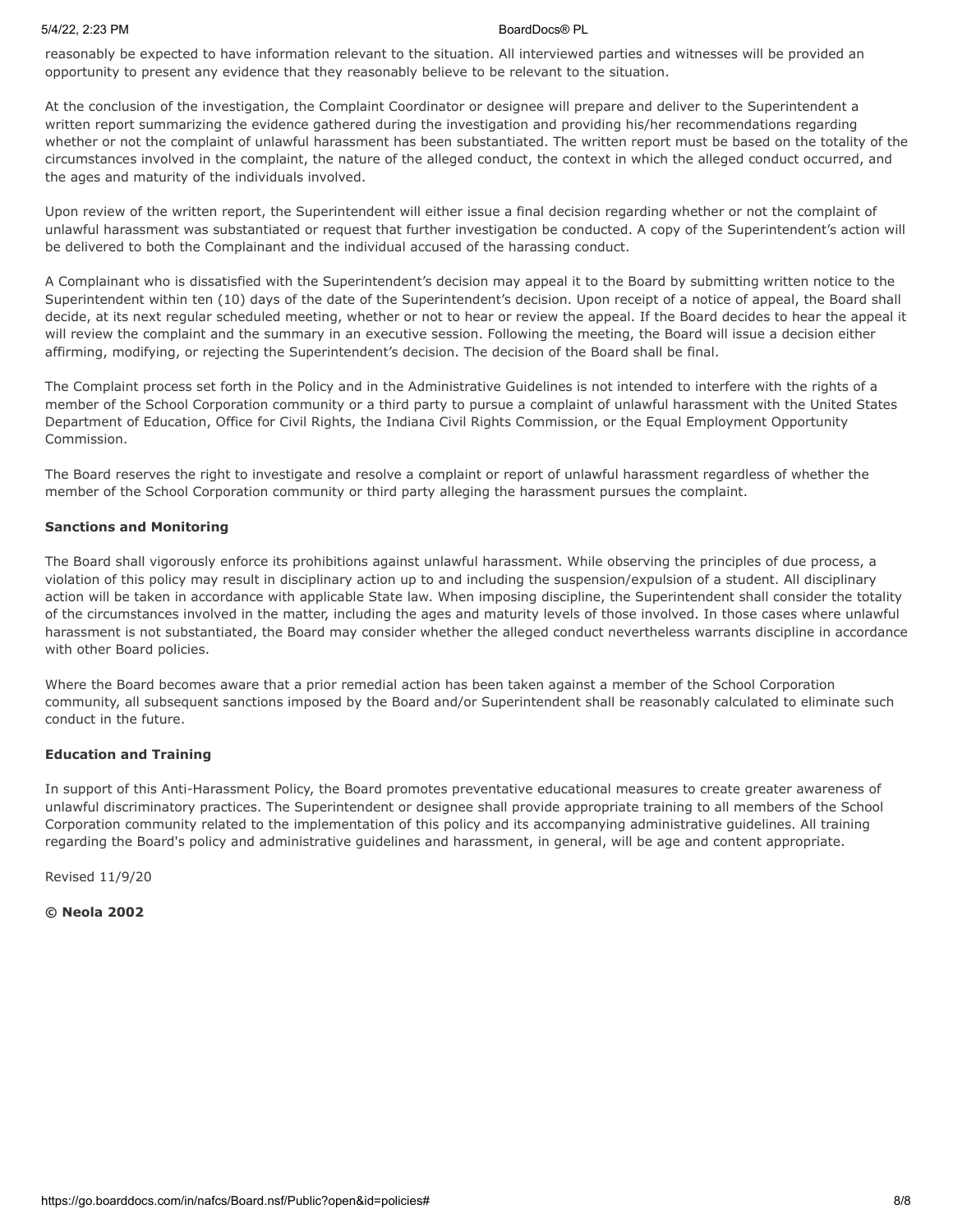reasonably be expected to have information relevant to the situation. All interviewed parties and witnesses will be provided an opportunity to present any evidence that they reasonably believe to be relevant to the situation.

At the conclusion of the investigation, the Complaint Coordinator or designee will prepare and deliver to the Superintendent a written report summarizing the evidence gathered during the investigation and providing his/her recommendations regarding whether or not the complaint of unlawful harassment has been substantiated. The written report must be based on the totality of the circumstances involved in the complaint, the nature of the alleged conduct, the context in which the alleged conduct occurred, and the ages and maturity of the individuals involved.

Upon review of the written report, the Superintendent will either issue a final decision regarding whether or not the complaint of unlawful harassment was substantiated or request that further investigation be conducted. A copy of the Superintendent's action will be delivered to both the Complainant and the individual accused of the harassing conduct.

A Complainant who is dissatisfied with the Superintendent's decision may appeal it to the Board by submitting written notice to the Superintendent within ten (10) days of the date of the Superintendent's decision. Upon receipt of a notice of appeal, the Board shall decide, at its next regular scheduled meeting, whether or not to hear or review the appeal. If the Board decides to hear the appeal it will review the complaint and the summary in an executive session. Following the meeting, the Board will issue a decision either affirming, modifying, or rejecting the Superintendent's decision. The decision of the Board shall be final.

The Complaint process set forth in the Policy and in the Administrative Guidelines is not intended to interfere with the rights of a member of the School Corporation community or a third party to pursue a complaint of unlawful harassment with the United States Department of Education, Office for Civil Rights, the Indiana Civil Rights Commission, or the Equal Employment Opportunity Commission.

The Board reserves the right to investigate and resolve a complaint or report of unlawful harassment regardless of whether the member of the School Corporation community or third party alleging the harassment pursues the complaint.

**Sanctions and Monitoring**

The Board shall vigorously enforce its prohibitions against unlawful harassment. While observing the principles of due process, a violation of this policy may result in disciplinary action up to and including the suspension/expulsion of a student. All disciplinary action will be taken in accordance with applicable State law. When imposing discipline, the Superintendent shall consider the totality of the circumstances involved in the matter, including the ages and maturity levels of those involved. In those cases where unlawful harassment is not substantiated, the Board may consider whether the alleged conduct nevertheless warrants discipline in accordance with other Board policies.

Where the Board becomes aware that a prior remedial action has been taken against a member of the School Corporation community, all subsequent sanctions imposed by the Board and/or Superintendent shall be reasonably calculated to eliminate such conduct in the future.

**Education and Training**

In support of this Anti-Harassment Policy, the Board promotes preventative educational measures to create greater awareness of unlawful discriminatory practices. The Superintendent or designee shall provide appropriate training to all members of the School Corporation community related to the implementation of this policy and its accompanying administrative guidelines. All training regarding the Board's policy and administrative guidelines and harassment, in general, will be age and content appropriate.

Revised 11/9/20

**© Neola 2002**